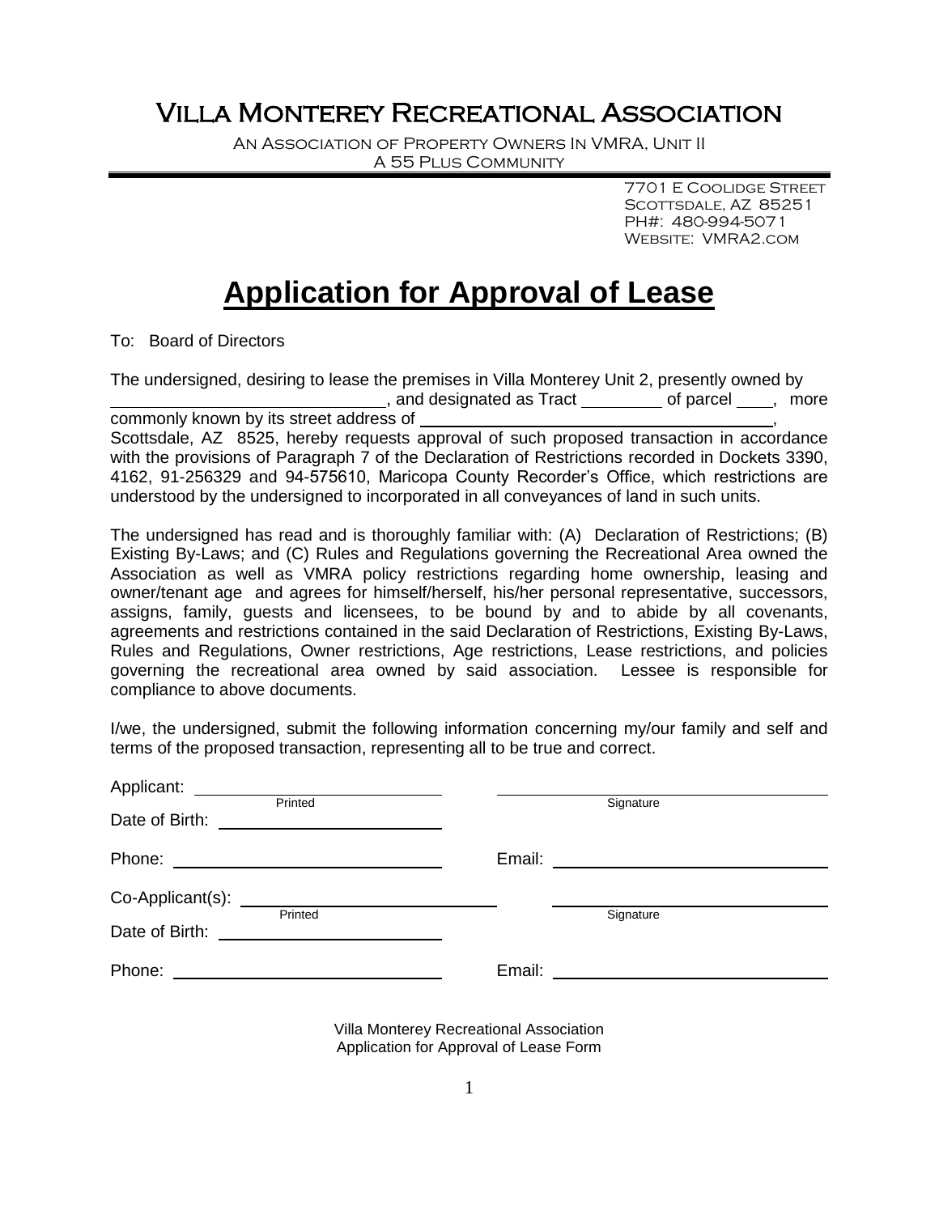# Villa Monterey Recreational Association

An Association of Property Owners In VMRA, Unit II
A 55 Plus Community

7701 E Coolidge Street
Scottsdale, AZ 85251
PH#: 480-994-5071
Website: VMRA2.com

# Application for Approval of Lease

To: Board of Directors

The undersigned, desiring to lease the premises in Villa Monterey Unit 2, presently owned by ____________________________, and designated as Tract ________ of parcel ____, more commonly known by its street address of ____________________________________, Scottsdale, AZ 8525, hereby requests approval of such proposed transaction in accordance with the provisions of Paragraph 7 of the Declaration of Restrictions recorded in Dockets 3390, 4162, 91-256329 and 94-575610, Maricopa County Recorder's Office, which restrictions are understood by the undersigned to incorporated in all conveyances of land in such units.

The undersigned has read and is thoroughly familiar with: (A) Declaration of Restrictions; (B) Existing By-Laws; and (C) Rules and Regulations governing the Recreational Area owned the Association as well as VMRA policy restrictions regarding home ownership, leasing and owner/tenant age and agrees for himself/herself, his/her personal representative, successors, assigns, family, guests and licensees, to be bound by and to abide by all covenants, agreements and restrictions contained in the said Declaration of Restrictions, Existing By-Laws, Rules and Regulations, Owner restrictions, Age restrictions, Lease restrictions, and policies governing the recreational area owned by said association. Lessee is responsible for compliance to above documents.

I/we, the undersigned, submit the following information concerning my/our family and self and terms of the proposed transaction, representing all to be true and correct.

Applicant: ____________________________ (Printed) ____________________________ (Signature)

Date of Birth: ________________________

Phone: ____________________________ Email: ____________________________

Co-Applicant(s): ____________________________ (Printed) ____________________________ (Signature)

Date of Birth: ________________________

Phone: ____________________________ Email: ____________________________

Villa Monterey Recreational Association
Application for Approval of Lease Form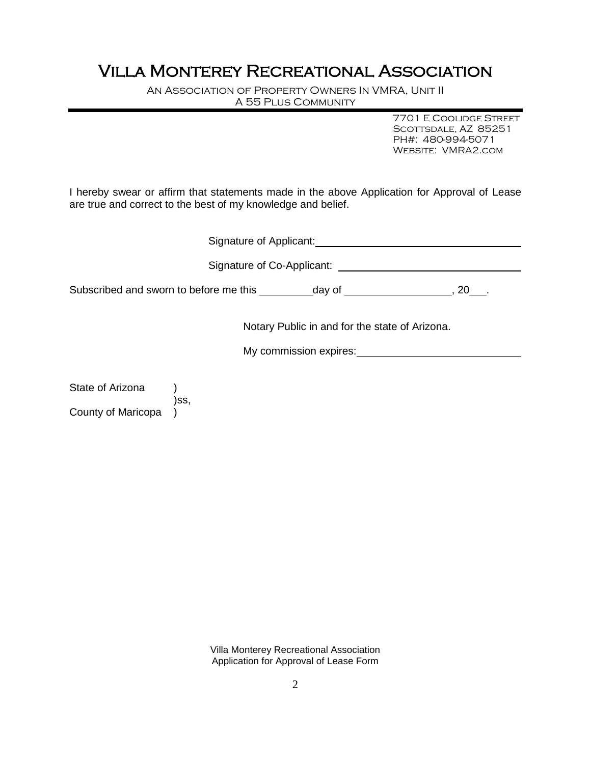# Villa Monterey Recreational Association

An Association of Property Owners In VMRA, Unit II
A 55 Plus Community

7701 E Coolidge Street
Scottsdale, AZ 85251
PH#: 480-994-5071
Website: VMRA2.com

I hereby swear or affirm that statements made in the above Application for Approval of Lease are true and correct to the best of my knowledge and belief.

Signature of Applicant: ____________________________________

Signature of Co-Applicant: ________________________________

Subscribed and sworn to before me this _________ day of _________________, 20___.

Notary Public in and for the state of Arizona.

My commission expires: ___________________________

State of Arizona )
)ss,
County of Maricopa )

Villa Monterey Recreational Association
Application for Approval of Lease Form